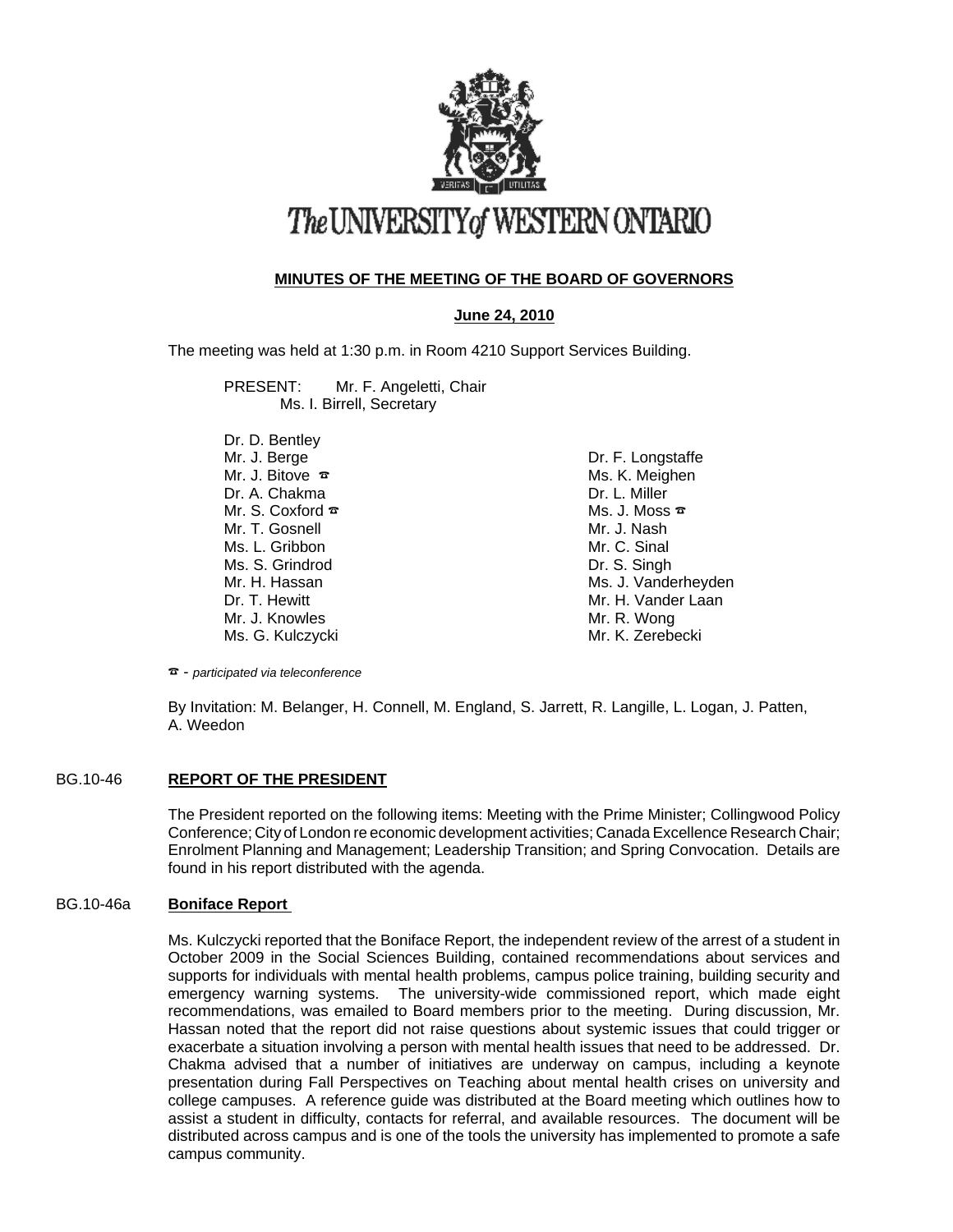# The UNIVERSITY of WESTERN ONTARIO

## MINUTES OF THE MEETING OF THE BOARD OF GOVERNORS

**June 24, 2010**

The meeting was held at 1:30 p.m. in Room 4210 Support Services Building.

PRESENT: Mr. F. Angeletti, Chair
Ms. I. Birrell, Secretary

Dr. D. Bentley
Mr. J. Berge
Mr. J. Bitove ☎
Dr. A. Chakma
Mr. S. Coxford ☎
Mr. T. Gosnell
Ms. L. Gribbon
Ms. S. Grindrod
Mr. H. Hassan
Dr. T. Hewitt
Mr. J. Knowles
Ms. G. Kulczycki
Dr. F. Longstaffe
Ms. K. Meighen
Dr. L. Miller
Ms. J. Moss ☎
Mr. J. Nash
Mr. C. Sinal
Dr. S. Singh
Ms. J. Vanderheyden
Mr. H. Vander Laan
Mr. R. Wong
Mr. K. Zerebecki

☎ - *participated via teleconference*

By Invitation: M. Belanger, H. Connell, M. England, S. Jarrett, R. Langille, L. Logan, J. Patten, A. Weedon

### BG.10-46 **REPORT OF THE PRESIDENT**

The President reported on the following items: Meeting with the Prime Minister; Collingwood Policy Conference; City of London re economic development activities; Canada Excellence Research Chair; Enrolment Planning and Management; Leadership Transition; and Spring Convocation. Details are found in his report distributed with the agenda.

### BG.10-46a **Boniface Report**

Ms. Kulczycki reported that the Boniface Report, the independent review of the arrest of a student in October 2009 in the Social Sciences Building, contained recommendations about services and supports for individuals with mental health problems, campus police training, building security and emergency warning systems. The university-wide commissioned report, which made eight recommendations, was emailed to Board members prior to the meeting. During discussion, Mr. Hassan noted that the report did not raise questions about systemic issues that could trigger or exacerbate a situation involving a person with mental health issues that need to be addressed. Dr. Chakma advised that a number of initiatives are underway on campus, including a keynote presentation during Fall Perspectives on Teaching about mental health crises on university and college campuses. A reference guide was distributed at the Board meeting which outlines how to assist a student in difficulty, contacts for referral, and available resources. The document will be distributed across campus and is one of the tools the university has implemented to promote a safe campus community.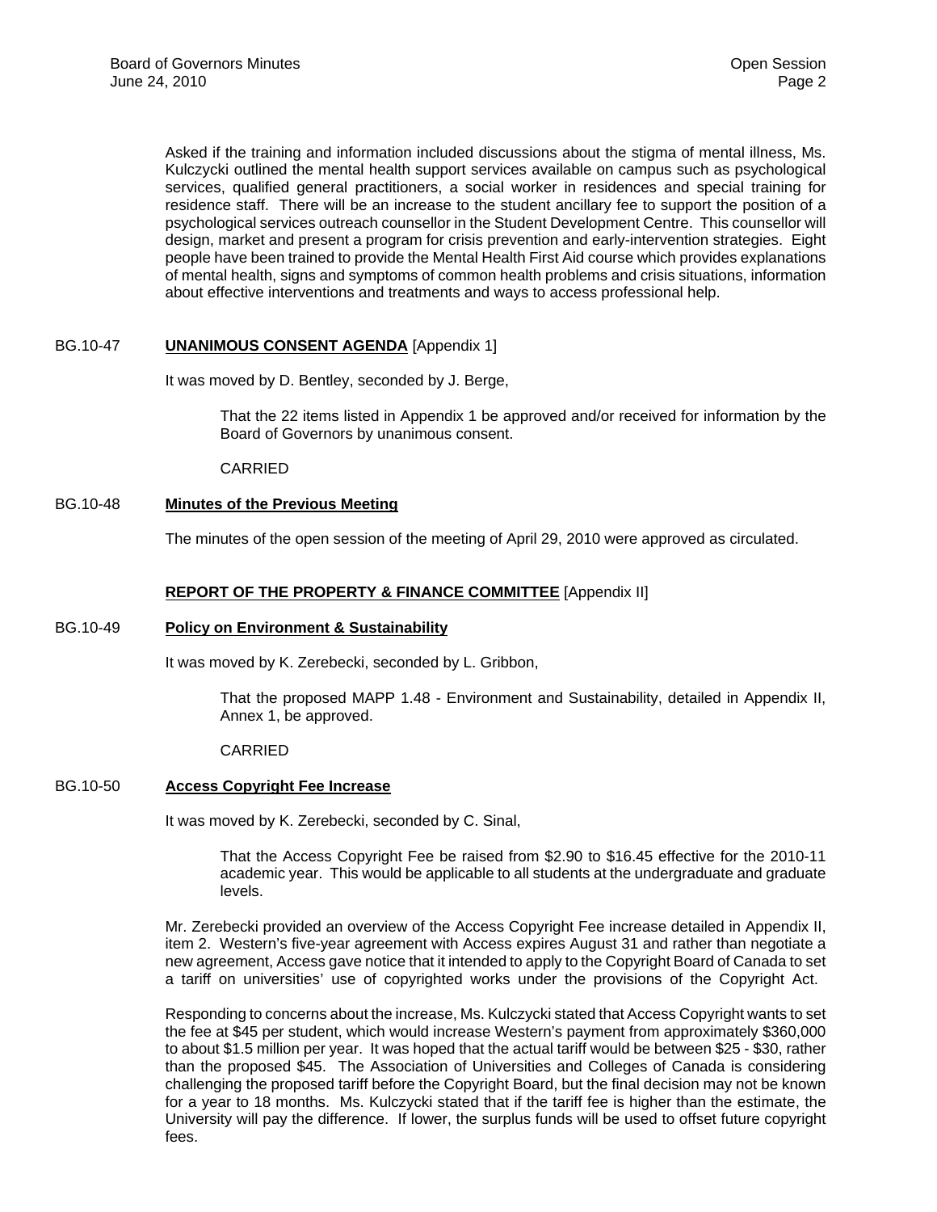Asked if the training and information included discussions about the stigma of mental illness, Ms. Kulczycki outlined the mental health support services available on campus such as psychological services, qualified general practitioners, a social worker in residences and special training for residence staff. There will be an increase to the student ancillary fee to support the position of a psychological services outreach counsellor in the Student Development Centre. This counsellor will design, market and present a program for crisis prevention and early-intervention strategies. Eight people have been trained to provide the Mental Health First Aid course which provides explanations of mental health, signs and symptoms of common health problems and crisis situations, information about effective interventions and treatments and ways to access professional help.

BG.10-47 **UNANIMOUS CONSENT AGENDA** [Appendix 1]

It was moved by D. Bentley, seconded by J. Berge,

> That the 22 items listed in Appendix 1 be approved and/or received for information by the Board of Governors by unanimous consent.
>
> CARRIED

BG.10-48 **Minutes of the Previous Meeting**

The minutes of the open session of the meeting of April 29, 2010 were approved as circulated.

**REPORT OF THE PROPERTY & FINANCE COMMITTEE** [Appendix II]

BG.10-49 **Policy on Environment & Sustainability**

It was moved by K. Zerebecki, seconded by L. Gribbon,

> That the proposed MAPP 1.48 - Environment and Sustainability, detailed in Appendix II, Annex 1, be approved.
>
> CARRIED

BG.10-50 **Access Copyright Fee Increase**

It was moved by K. Zerebecki, seconded by C. Sinal,

> That the Access Copyright Fee be raised from $2.90 to $16.45 effective for the 2010-11 academic year. This would be applicable to all students at the undergraduate and graduate levels.

Mr. Zerebecki provided an overview of the Access Copyright Fee increase detailed in Appendix II, item 2. Western's five-year agreement with Access expires August 31 and rather than negotiate a new agreement, Access gave notice that it intended to apply to the Copyright Board of Canada to set a tariff on universities' use of copyrighted works under the provisions of the Copyright Act.

Responding to concerns about the increase, Ms. Kulczycki stated that Access Copyright wants to set the fee at $45 per student, which would increase Western's payment from approximately $360,000 to about $1.5 million per year. It was hoped that the actual tariff would be between $25 - $30, rather than the proposed $45. The Association of Universities and Colleges of Canada is considering challenging the proposed tariff before the Copyright Board, but the final decision may not be known for a year to 18 months. Ms. Kulczycki stated that if the tariff fee is higher than the estimate, the University will pay the difference. If lower, the surplus funds will be used to offset future copyright fees.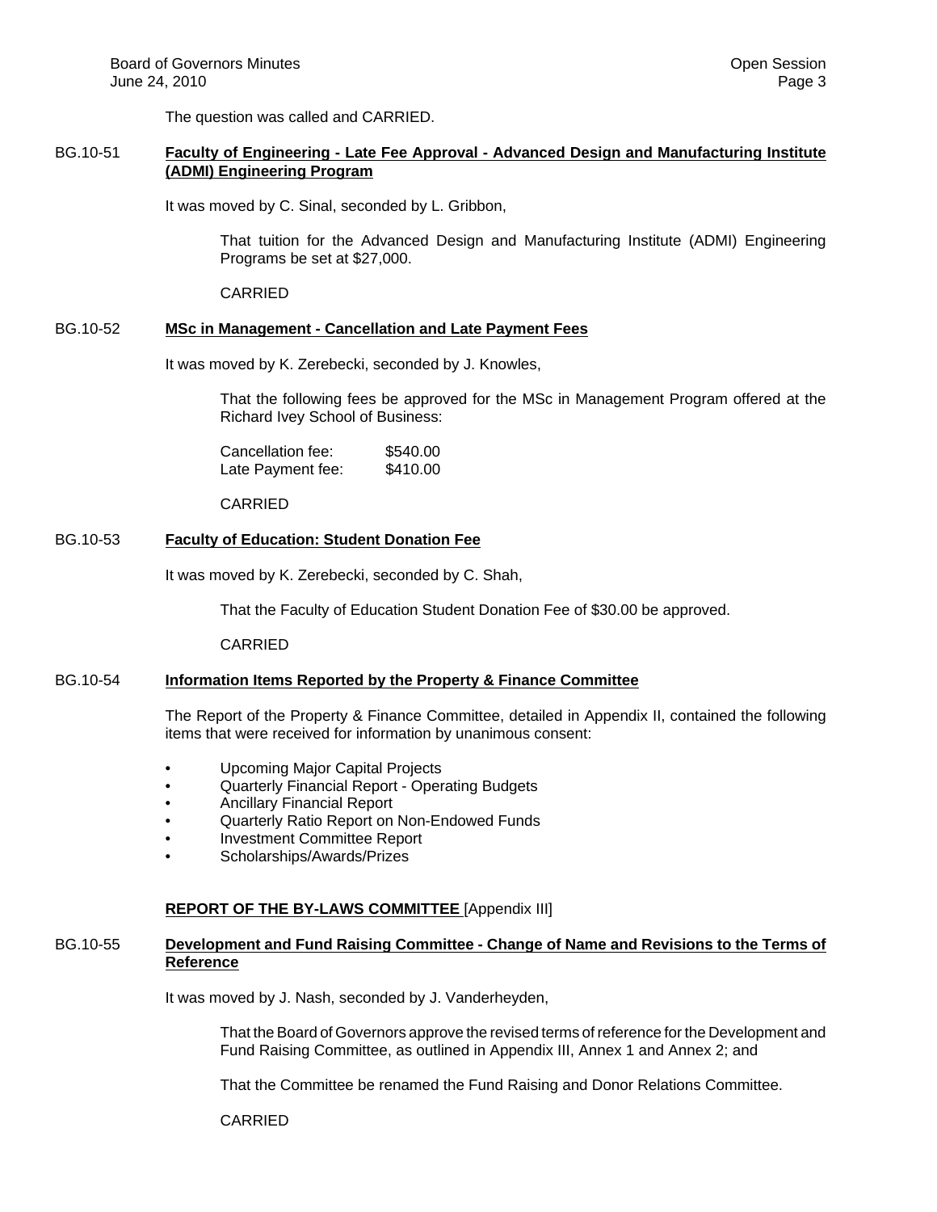The question was called and CARRIED.

**BG.10-51 Faculty of Engineering - Late Fee Approval - Advanced Design and Manufacturing Institute (ADMI) Engineering Program**

It was moved by C. Sinal, seconded by L. Gribbon,

> That tuition for the Advanced Design and Manufacturing Institute (ADMI) Engineering Programs be set at $27,000.
>
> CARRIED

**BG.10-52 MSc in Management - Cancellation and Late Payment Fees**

It was moved by K. Zerebecki, seconded by J. Knowles,

> That the following fees be approved for the MSc in Management Program offered at the Richard Ivey School of Business:
>
> Cancellation fee: $540.00
> Late Payment fee: $410.00
>
> CARRIED

**BG.10-53 Faculty of Education: Student Donation Fee**

It was moved by K. Zerebecki, seconded by C. Shah,

> That the Faculty of Education Student Donation Fee of $30.00 be approved.
>
> CARRIED

**BG.10-54 Information Items Reported by the Property & Finance Committee**

The Report of the Property & Finance Committee, detailed in Appendix II, contained the following items that were received for information by unanimous consent:

- Upcoming Major Capital Projects
- Quarterly Financial Report - Operating Budgets
- Ancillary Financial Report
- Quarterly Ratio Report on Non-Endowed Funds
- Investment Committee Report
- Scholarships/Awards/Prizes

**REPORT OF THE BY-LAWS COMMITTEE** [Appendix III]

**BG.10-55 Development and Fund Raising Committee - Change of Name and Revisions to the Terms of Reference**

It was moved by J. Nash, seconded by J. Vanderheyden,

> That the Board of Governors approve the revised terms of reference for the Development and Fund Raising Committee, as outlined in Appendix III, Annex 1 and Annex 2; and
>
> That the Committee be renamed the Fund Raising and Donor Relations Committee.
>
> CARRIED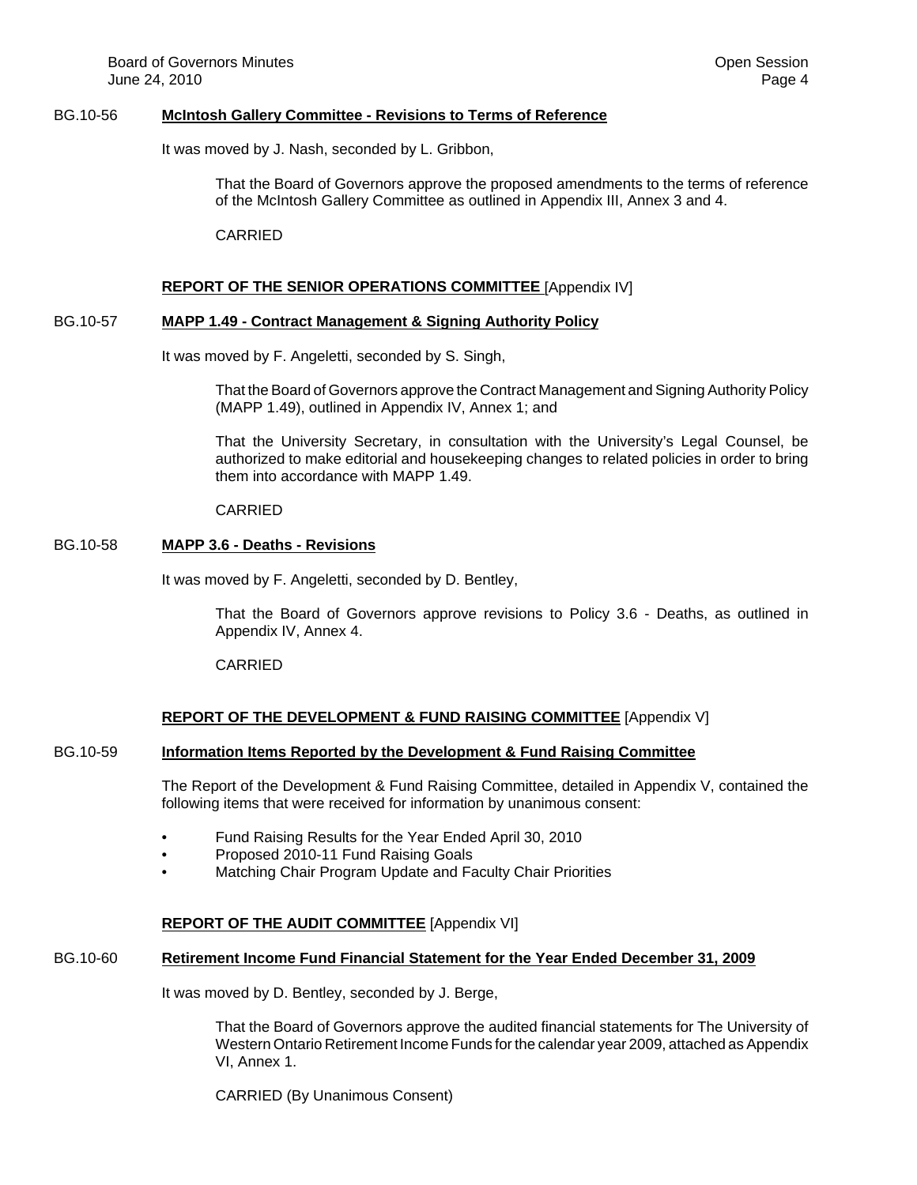BG.10-56 **McIntosh Gallery Committee - Revisions to Terms of Reference**

It was moved by J. Nash, seconded by L. Gribbon,

> That the Board of Governors approve the proposed amendments to the terms of reference of the McIntosh Gallery Committee as outlined in Appendix III, Annex 3 and 4.
>
> CARRIED

**REPORT OF THE SENIOR OPERATIONS COMMITTEE** [Appendix IV]

BG.10-57 **MAPP 1.49 - Contract Management & Signing Authority Policy**

It was moved by F. Angeletti, seconded by S. Singh,

> That the Board of Governors approve the Contract Management and Signing Authority Policy (MAPP 1.49), outlined in Appendix IV, Annex 1; and
>
> That the University Secretary, in consultation with the University's Legal Counsel, be authorized to make editorial and housekeeping changes to related policies in order to bring them into accordance with MAPP 1.49.
>
> CARRIED

BG.10-58 **MAPP 3.6 - Deaths - Revisions**

It was moved by F. Angeletti, seconded by D. Bentley,

> That the Board of Governors approve revisions to Policy 3.6 - Deaths, as outlined in Appendix IV, Annex 4.
>
> CARRIED

**REPORT OF THE DEVELOPMENT & FUND RAISING COMMITTEE** [Appendix V]

BG.10-59 **Information Items Reported by the Development & Fund Raising Committee**

The Report of the Development & Fund Raising Committee, detailed in Appendix V, contained the following items that were received for information by unanimous consent:

- Fund Raising Results for the Year Ended April 30, 2010
- Proposed 2010-11 Fund Raising Goals
- Matching Chair Program Update and Faculty Chair Priorities

**REPORT OF THE AUDIT COMMITTEE** [Appendix VI]

BG.10-60 **Retirement Income Fund Financial Statement for the Year Ended December 31, 2009**

It was moved by D. Bentley, seconded by J. Berge,

> That the Board of Governors approve the audited financial statements for The University of Western Ontario Retirement Income Funds for the calendar year 2009, attached as Appendix VI, Annex 1.
>
> CARRIED (By Unanimous Consent)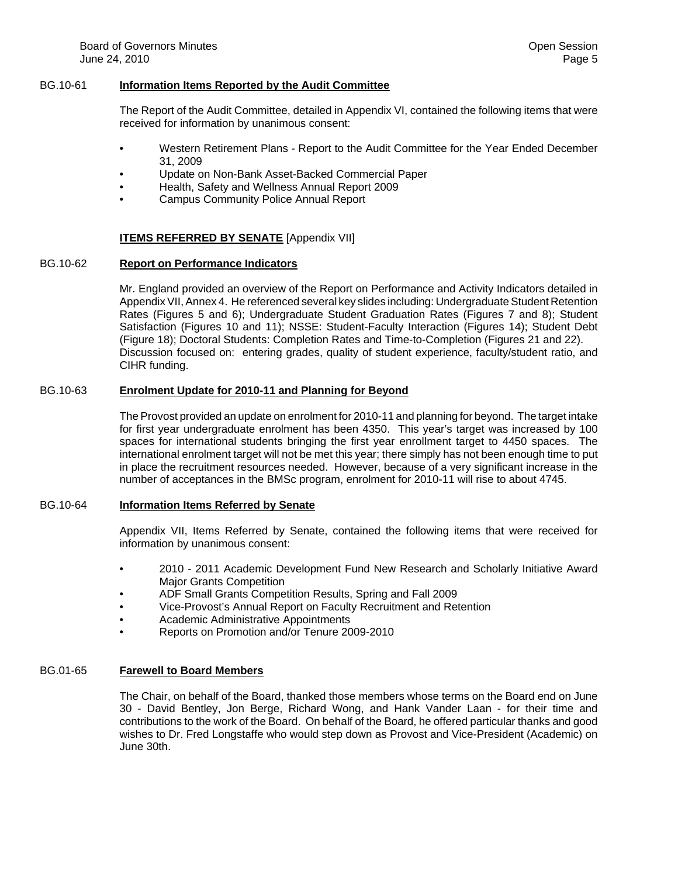### BG.10-61 **Information Items Reported by the Audit Committee**

The Report of the Audit Committee, detailed in Appendix VI, contained the following items that were received for information by unanimous consent:

- Western Retirement Plans - Report to the Audit Committee for the Year Ended December 31, 2009
- Update on Non-Bank Asset-Backed Commercial Paper
- Health, Safety and Wellness Annual Report 2009
- Campus Community Police Annual Report

## **ITEMS REFERRED BY SENATE** [Appendix VII]

### BG.10-62 **Report on Performance Indicators**

Mr. England provided an overview of the Report on Performance and Activity Indicators detailed in Appendix VII, Annex 4. He referenced several key slides including: Undergraduate Student Retention Rates (Figures 5 and 6); Undergraduate Student Graduation Rates (Figures 7 and 8); Student Satisfaction (Figures 10 and 11); NSSE: Student-Faculty Interaction (Figures 14); Student Debt (Figure 18); Doctoral Students: Completion Rates and Time-to-Completion (Figures 21 and 22). Discussion focused on: entering grades, quality of student experience, faculty/student ratio, and CIHR funding.

### BG.10-63 **Enrolment Update for 2010-11 and Planning for Beyond**

The Provost provided an update on enrolment for 2010-11 and planning for beyond. The target intake for first year undergraduate enrolment has been 4350. This year's target was increased by 100 spaces for international students bringing the first year enrollment target to 4450 spaces. The international enrolment target will not be met this year; there simply has not been enough time to put in place the recruitment resources needed. However, because of a very significant increase in the number of acceptances in the BMSc program, enrolment for 2010-11 will rise to about 4745.

### BG.10-64 **Information Items Referred by Senate**

Appendix VII, Items Referred by Senate, contained the following items that were received for information by unanimous consent:

- 2010 - 2011 Academic Development Fund New Research and Scholarly Initiative Award Major Grants Competition
- ADF Small Grants Competition Results, Spring and Fall 2009
- Vice-Provost's Annual Report on Faculty Recruitment and Retention
- Academic Administrative Appointments
- Reports on Promotion and/or Tenure 2009-2010

### BG.01-65 **Farewell to Board Members**

The Chair, on behalf of the Board, thanked those members whose terms on the Board end on June 30 - David Bentley, Jon Berge, Richard Wong, and Hank Vander Laan - for their time and contributions to the work of the Board. On behalf of the Board, he offered particular thanks and good wishes to Dr. Fred Longstaffe who would step down as Provost and Vice-President (Academic) on June 30th.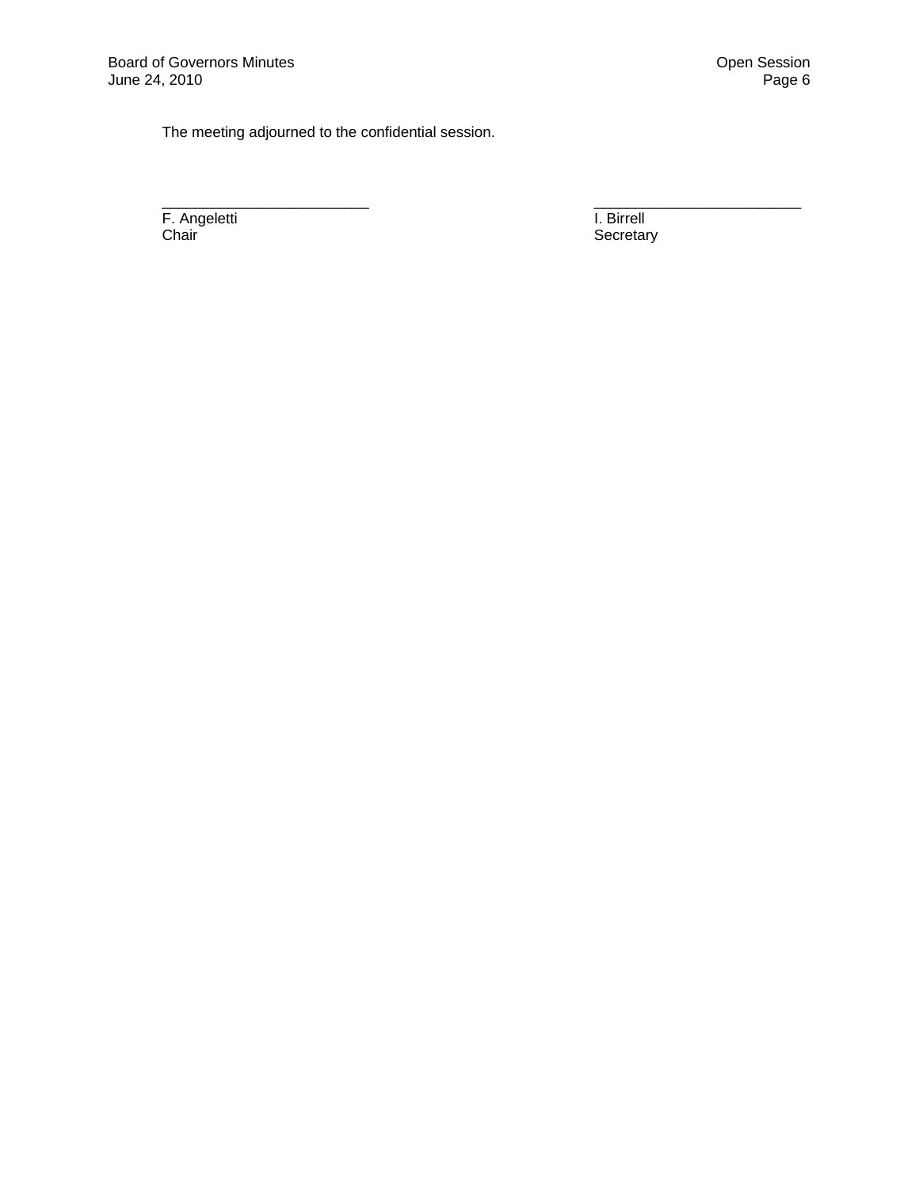The meeting adjourned to the confidential session.

| | |
|---|---|
| _________________________ | _________________________ |
| F. Angeletti | I. Birrell |
| Chair | Secretary |